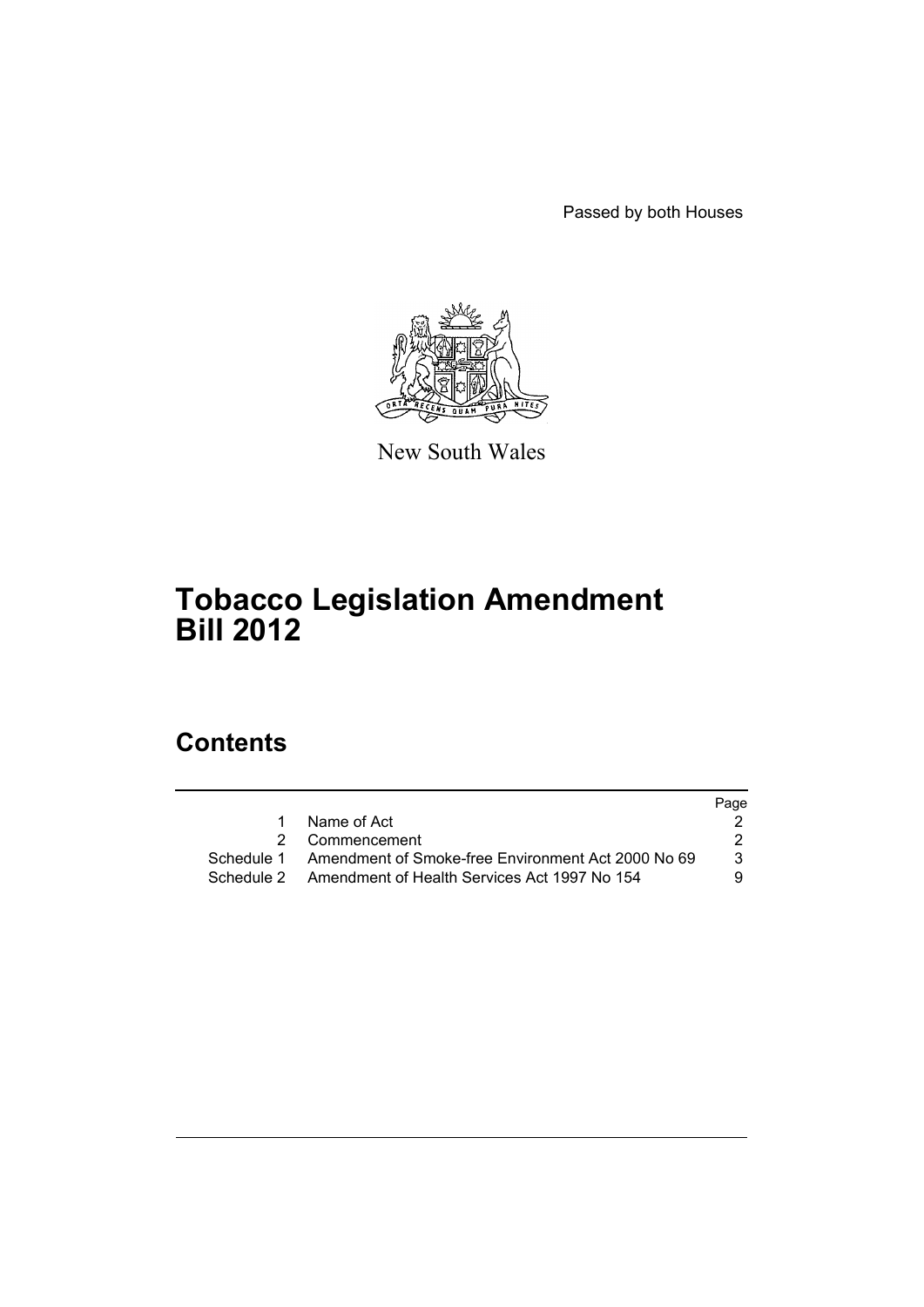Passed by both Houses

New South Wales

# Tobacco Legislation Amendment Bill 2012

## Contents

| | | Page |
|---|---|---|
| 1 | Name of Act | 2 |
| 2 | Commencement | 2 |
| Schedule 1 | Amendment of Smoke-free Environment Act 2000 No 69 | 3 |
| Schedule 2 | Amendment of Health Services Act 1997 No 154 | 9 |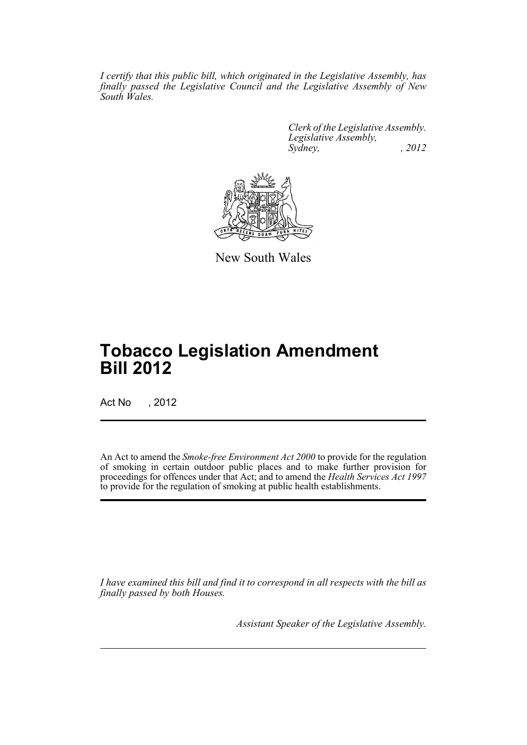*I certify that this public bill, which originated in the Legislative Assembly, has finally passed the Legislative Council and the Legislative Assembly of New South Wales.*

*Clerk of the Legislative Assembly.*
*Legislative Assembly,*
*Sydney, , 2012*

New South Wales

# Tobacco Legislation Amendment Bill 2012

Act No , 2012

An Act to amend the *Smoke-free Environment Act 2000* to provide for the regulation of smoking in certain outdoor public places and to make further provision for proceedings for offences under that Act; and to amend the *Health Services Act 1997* to provide for the regulation of smoking at public health establishments.

*I have examined this bill and find it to correspond in all respects with the bill as finally passed by both Houses.*

*Assistant Speaker of the Legislative Assembly.*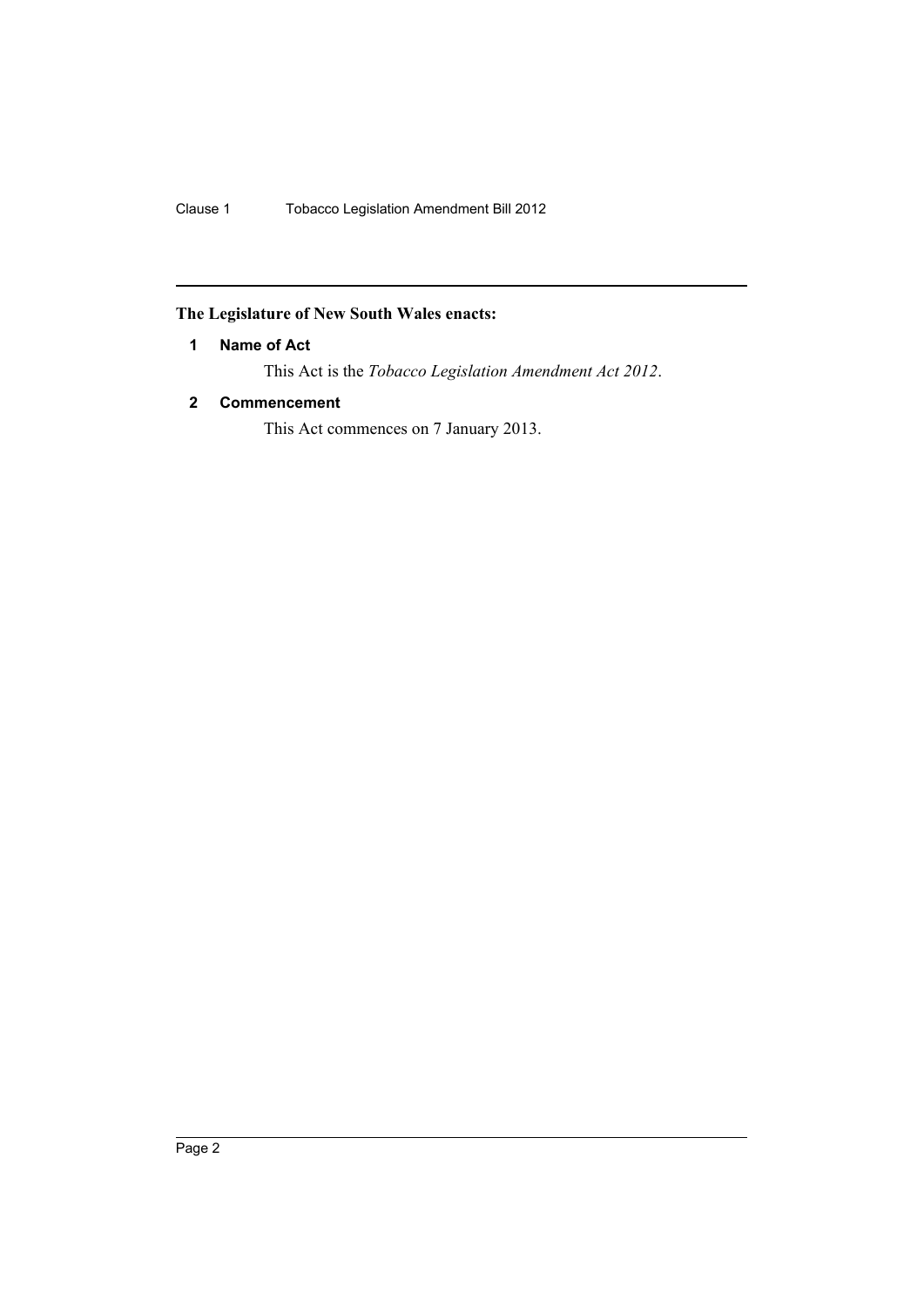**The Legislature of New South Wales enacts:**

**1 Name of Act**

This Act is the *Tobacco Legislation Amendment Act 2012*.

**2 Commencement**

This Act commences on 7 January 2013.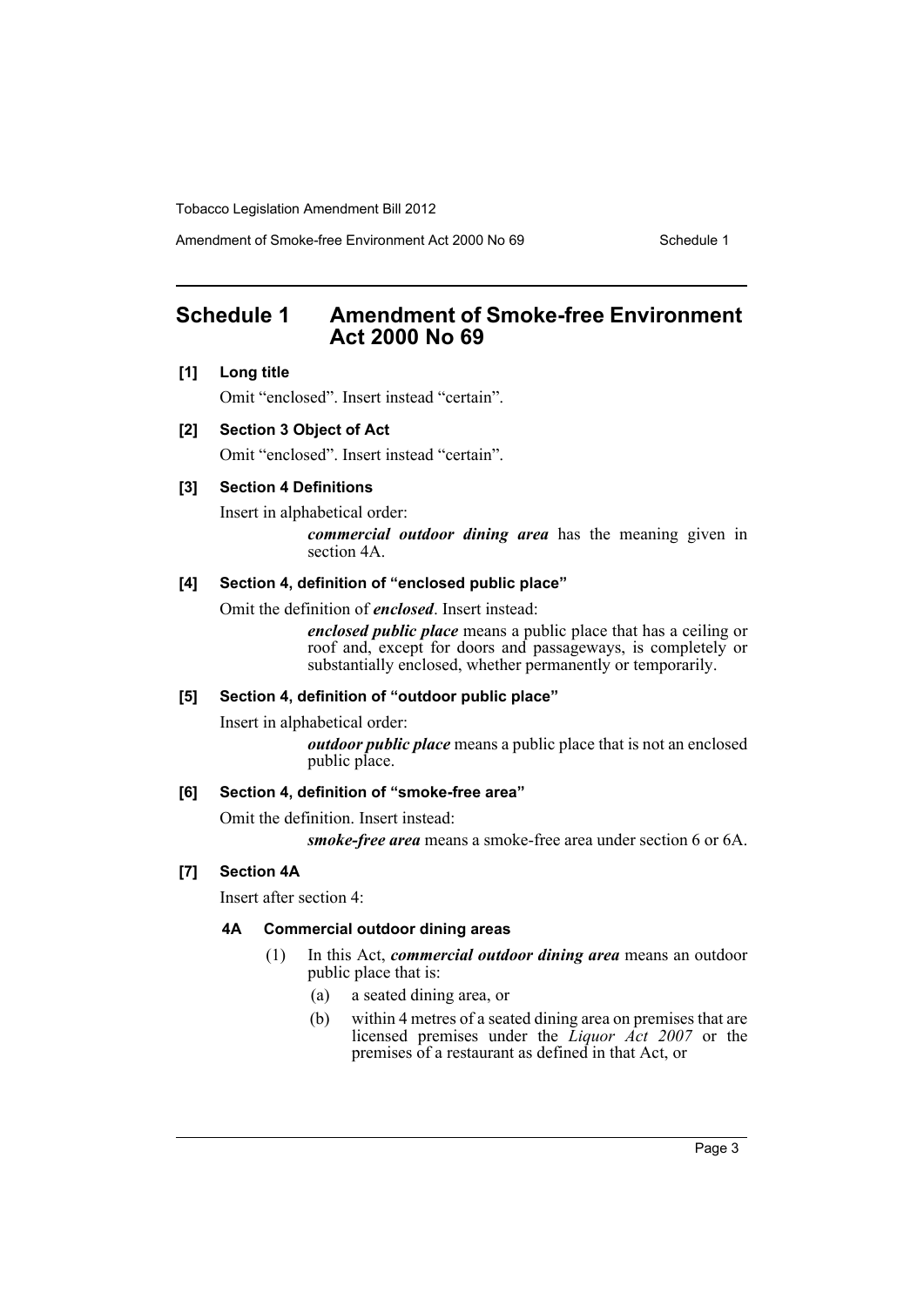# Schedule 1 Amendment of Smoke-free Environment Act 2000 No 69

**[1] Long title**

Omit "enclosed". Insert instead "certain".

**[2] Section 3 Object of Act**

Omit "enclosed". Insert instead "certain".

**[3] Section 4 Definitions**

Insert in alphabetical order:

> ***commercial outdoor dining area*** has the meaning given in section 4A.

**[4] Section 4, definition of "enclosed public place"**

Omit the definition of ***enclosed***. Insert instead:

> ***enclosed public place*** means a public place that has a ceiling or roof and, except for doors and passageways, is completely or substantially enclosed, whether permanently or temporarily.

**[5] Section 4, definition of "outdoor public place"**

Insert in alphabetical order:

> ***outdoor public place*** means a public place that is not an enclosed public place.

**[6] Section 4, definition of "smoke-free area"**

Omit the definition. Insert instead:

> ***smoke-free area*** means a smoke-free area under section 6 or 6A.

**[7] Section 4A**

Insert after section 4:

### 4A Commercial outdoor dining areas

(1) In this Act, ***commercial outdoor dining area*** means an outdoor public place that is:

(a) a seated dining area, or

(b) within 4 metres of a seated dining area on premises that are licensed premises under the *Liquor Act 2007* or the premises of a restaurant as defined in that Act, or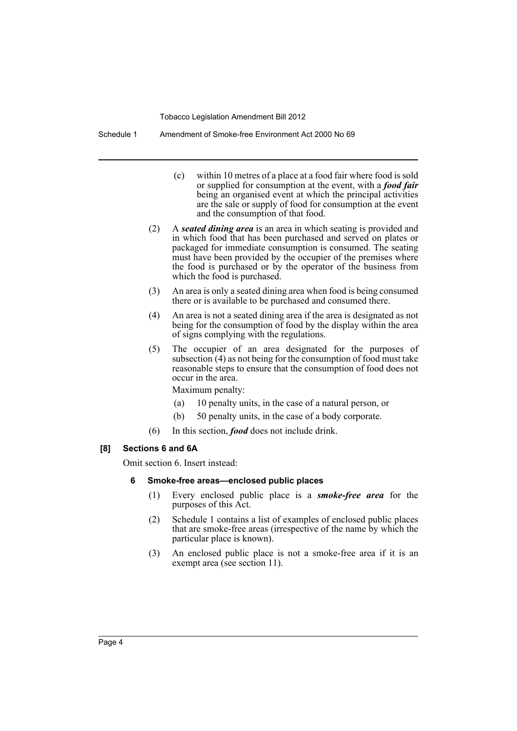(c) within 10 metres of a place at a food fair where food is sold or supplied for consumption at the event, with a ***food fair*** being an organised event at which the principal activities are the sale or supply of food for consumption at the event and the consumption of that food.

(2) A ***seated dining area*** is an area in which seating is provided and in which food that has been purchased and served on plates or packaged for immediate consumption is consumed. The seating must have been provided by the occupier of the premises where the food is purchased or by the operator of the business from which the food is purchased.

(3) An area is only a seated dining area when food is being consumed there or is available to be purchased and consumed there.

(4) An area is not a seated dining area if the area is designated as not being for the consumption of food by the display within the area of signs complying with the regulations.

(5) The occupier of an area designated for the purposes of subsection (4) as not being for the consumption of food must take reasonable steps to ensure that the consumption of food does not occur in the area.

Maximum penalty:

(a) 10 penalty units, in the case of a natural person, or

(b) 50 penalty units, in the case of a body corporate.

(6) In this section, ***food*** does not include drink.

**[8] Sections 6 and 6A**

Omit section 6. Insert instead:

**6 Smoke-free areas—enclosed public places**

(1) Every enclosed public place is a ***smoke-free area*** for the purposes of this Act.

(2) Schedule 1 contains a list of examples of enclosed public places that are smoke-free areas (irrespective of the name by which the particular place is known).

(3) An enclosed public place is not a smoke-free area if it is an exempt area (see section 11).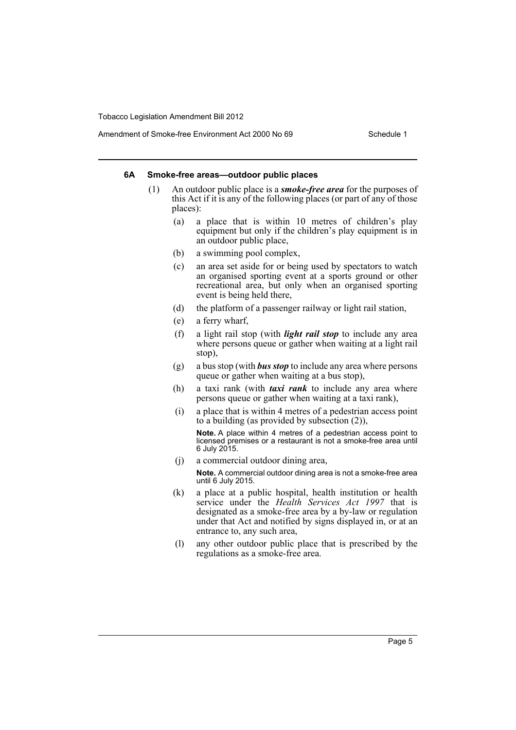#### 6A Smoke-free areas—outdoor public places

(1) An outdoor public place is a ***smoke-free area*** for the purposes of this Act if it is any of the following places (or part of any of those places):

(a) a place that is within 10 metres of children's play equipment but only if the children's play equipment is in an outdoor public place,

(b) a swimming pool complex,

(c) an area set aside for or being used by spectators to watch an organised sporting event at a sports ground or other recreational area, but only when an organised sporting event is being held there,

(d) the platform of a passenger railway or light rail station,

(e) a ferry wharf,

(f) a light rail stop (with ***light rail stop*** to include any area where persons queue or gather when waiting at a light rail stop),

(g) a bus stop (with ***bus stop*** to include any area where persons queue or gather when waiting at a bus stop),

(h) a taxi rank (with ***taxi rank*** to include any area where persons queue or gather when waiting at a taxi rank),

(i) a place that is within 4 metres of a pedestrian access point to a building (as provided by subsection (2)),

**Note.** A place within 4 metres of a pedestrian access point to licensed premises or a restaurant is not a smoke-free area until 6 July 2015.

(j) a commercial outdoor dining area,

**Note.** A commercial outdoor dining area is not a smoke-free area until 6 July 2015.

(k) a place at a public hospital, health institution or health service under the *Health Services Act 1997* that is designated as a smoke-free area by a by-law or regulation under that Act and notified by signs displayed in, or at an entrance to, any such area,

(l) any other outdoor public place that is prescribed by the regulations as a smoke-free area.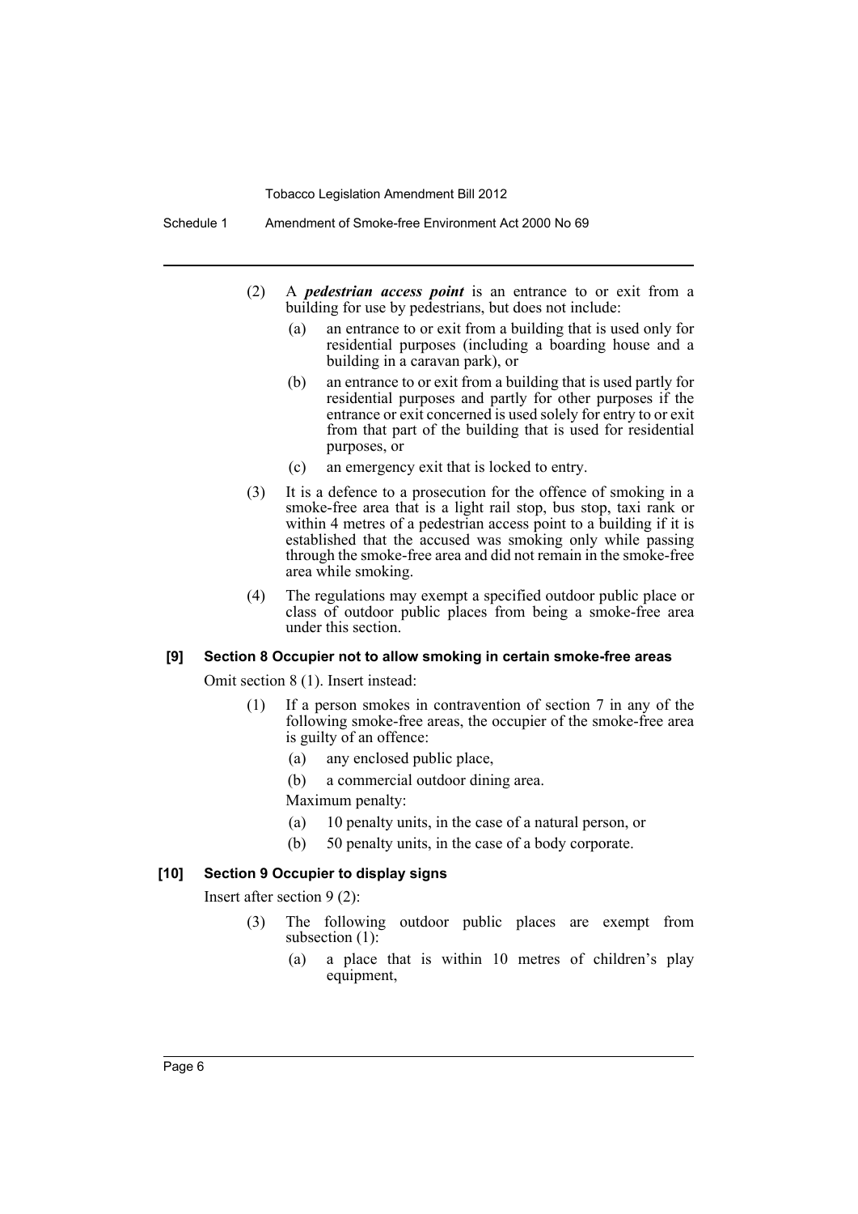(2) A ***pedestrian access point*** is an entrance to or exit from a building for use by pedestrians, but does not include:

(a) an entrance to or exit from a building that is used only for residential purposes (including a boarding house and a building in a caravan park), or

(b) an entrance to or exit from a building that is used partly for residential purposes and partly for other purposes if the entrance or exit concerned is used solely for entry to or exit from that part of the building that is used for residential purposes, or

(c) an emergency exit that is locked to entry.

(3) It is a defence to a prosecution for the offence of smoking in a smoke-free area that is a light rail stop, bus stop, taxi rank or within 4 metres of a pedestrian access point to a building if it is established that the accused was smoking only while passing through the smoke-free area and did not remain in the smoke-free area while smoking.

(4) The regulations may exempt a specified outdoor public place or class of outdoor public places from being a smoke-free area under this section.

#### [9] Section 8 Occupier not to allow smoking in certain smoke-free areas

Omit section 8 (1). Insert instead:

(1) If a person smokes in contravention of section 7 in any of the following smoke-free areas, the occupier of the smoke-free area is guilty of an offence:

(a) any enclosed public place,

(b) a commercial outdoor dining area.

Maximum penalty:

(a) 10 penalty units, in the case of a natural person, or

(b) 50 penalty units, in the case of a body corporate.

#### [10] Section 9 Occupier to display signs

Insert after section 9 (2):

(3) The following outdoor public places are exempt from subsection (1):

(a) a place that is within 10 metres of children's play equipment,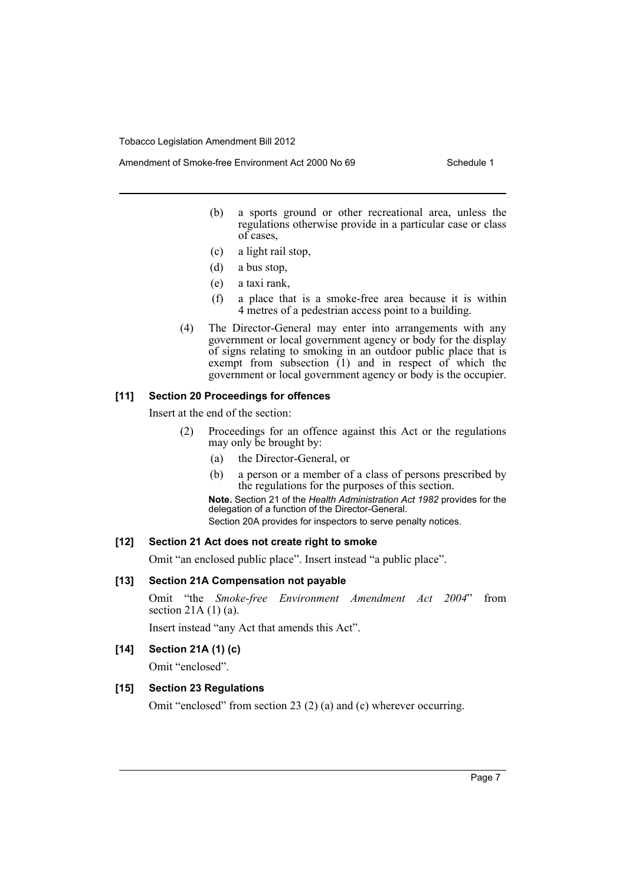(b) a sports ground or other recreational area, unless the regulations otherwise provide in a particular case or class of cases,

(c) a light rail stop,

(d) a bus stop,

(e) a taxi rank,

(f) a place that is a smoke-free area because it is within 4 metres of a pedestrian access point to a building.

(4) The Director-General may enter into arrangements with any government or local government agency or body for the display of signs relating to smoking in an outdoor public place that is exempt from subsection (1) and in respect of which the government or local government agency or body is the occupier.

**[11] Section 20 Proceedings for offences**

Insert at the end of the section:

(2) Proceedings for an offence against this Act or the regulations may only be brought by:

(a) the Director-General, or

(b) a person or a member of a class of persons prescribed by the regulations for the purposes of this section.

**Note.** Section 21 of the *Health Administration Act 1982* provides for the delegation of a function of the Director-General.

Section 20A provides for inspectors to serve penalty notices.

**[12] Section 21 Act does not create right to smoke**

Omit "an enclosed public place". Insert instead "a public place".

**[13] Section 21A Compensation not payable**

Omit "the *Smoke-free Environment Amendment Act 2004*" from section 21A (1) (a).

Insert instead "any Act that amends this Act".

**[14] Section 21A (1) (c)**

Omit "enclosed".

**[15] Section 23 Regulations**

Omit "enclosed" from section 23 (2) (a) and (c) wherever occurring.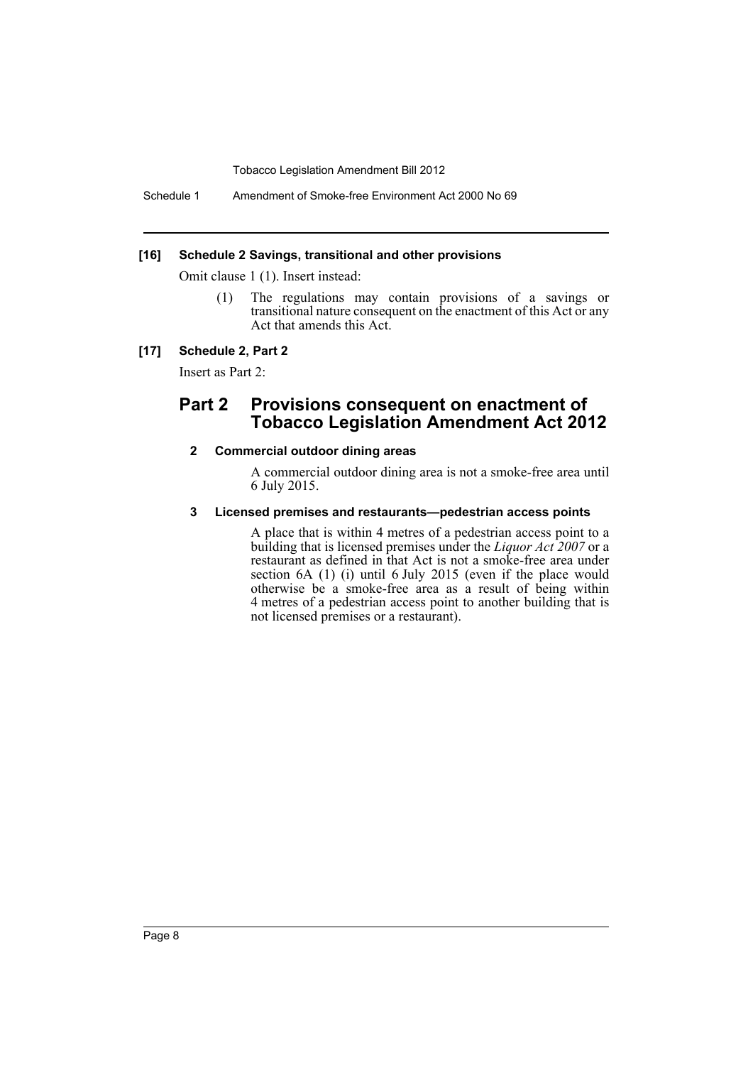**[16] Schedule 2 Savings, transitional and other provisions**

Omit clause 1 (1). Insert instead:

(1) The regulations may contain provisions of a savings or transitional nature consequent on the enactment of this Act or any Act that amends this Act.

**[17] Schedule 2, Part 2**

Insert as Part 2:

## Part 2 Provisions consequent on enactment of Tobacco Legislation Amendment Act 2012

### 2 Commercial outdoor dining areas

A commercial outdoor dining area is not a smoke-free area until 6 July 2015.

### 3 Licensed premises and restaurants—pedestrian access points

A place that is within 4 metres of a pedestrian access point to a building that is licensed premises under the *Liquor Act 2007* or a restaurant as defined in that Act is not a smoke-free area under section 6A (1) (i) until 6 July 2015 (even if the place would otherwise be a smoke-free area as a result of being within 4 metres of a pedestrian access point to another building that is not licensed premises or a restaurant).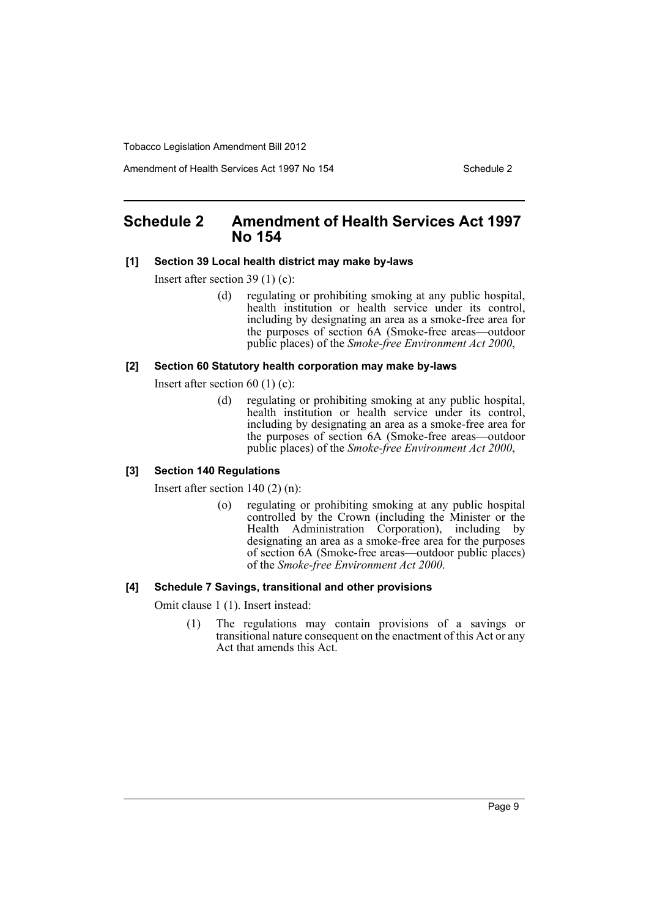## Schedule 2 Amendment of Health Services Act 1997 No 154

**[1] Section 39 Local health district may make by-laws**

Insert after section 39 (1) (c):

> (d) regulating or prohibiting smoking at any public hospital, health institution or health service under its control, including by designating an area as a smoke-free area for the purposes of section 6A (Smoke-free areas—outdoor public places) of the *Smoke-free Environment Act 2000*,

**[2] Section 60 Statutory health corporation may make by-laws**

Insert after section 60 (1) (c):

> (d) regulating or prohibiting smoking at any public hospital, health institution or health service under its control, including by designating an area as a smoke-free area for the purposes of section 6A (Smoke-free areas—outdoor public places) of the *Smoke-free Environment Act 2000*,

**[3] Section 140 Regulations**

Insert after section 140 (2) (n):

> (o) regulating or prohibiting smoking at any public hospital controlled by the Crown (including the Minister or the Health Administration Corporation), including by designating an area as a smoke-free area for the purposes of section 6A (Smoke-free areas—outdoor public places) of the *Smoke-free Environment Act 2000*.

**[4] Schedule 7 Savings, transitional and other provisions**

Omit clause 1 (1). Insert instead:

> (1) The regulations may contain provisions of a savings or transitional nature consequent on the enactment of this Act or any Act that amends this Act.